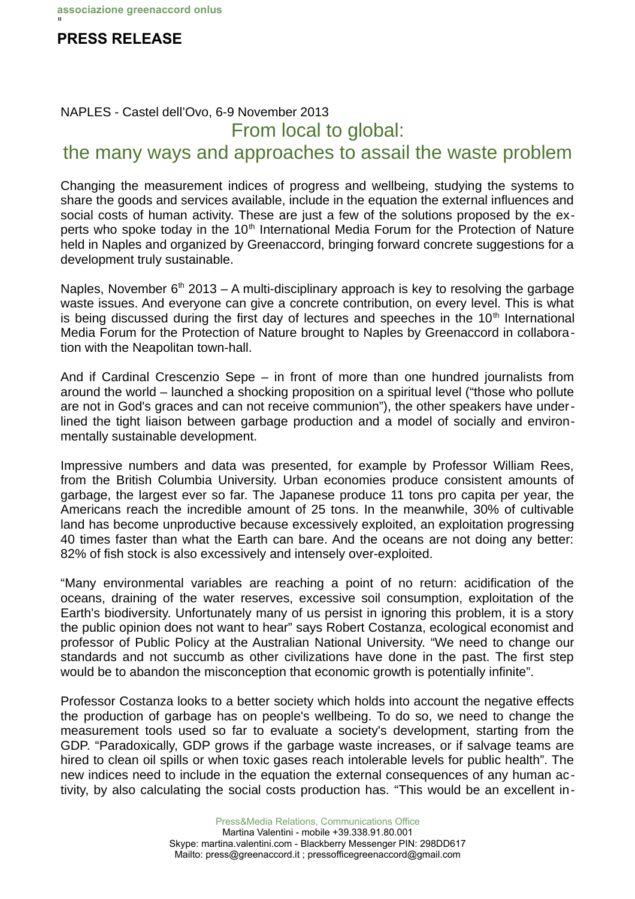associazione greenaccord onlus

## PRESS RELEASE

NAPLES - Castel dell'Ovo, 6-9 November 2013

# From local to global: the many ways and approaches to assail the waste problem

Changing the measurement indices of progress and wellbeing, studying the systems to share the goods and services available, include in the equation the external influences and social costs of human activity. These are just a few of the solutions proposed by the experts who spoke today in the 10th International Media Forum for the Protection of Nature held in Naples and organized by Greenaccord, bringing forward concrete suggestions for a development truly sustainable.

Naples, November 6th 2013 – A multi-disciplinary approach is key to resolving the garbage waste issues. And everyone can give a concrete contribution, on every level. This is what is being discussed during the first day of lectures and speeches in the 10th International Media Forum for the Protection of Nature brought to Naples by Greenaccord in collaboration with the Neapolitan town-hall.

And if Cardinal Crescenzio Sepe – in front of more than one hundred journalists from around the world – launched a shocking proposition on a spiritual level ("those who pollute are not in God's graces and can not receive communion"), the other speakers have underlined the tight liaison between garbage production and a model of socially and environmentally sustainable development.

Impressive numbers and data was presented, for example by Professor William Rees, from the British Columbia University. Urban economies produce consistent amounts of garbage, the largest ever so far. The Japanese produce 11 tons pro capita per year, the Americans reach the incredible amount of 25 tons. In the meanwhile, 30% of cultivable land has become unproductive because excessively exploited, an exploitation progressing 40 times faster than what the Earth can bare. And the oceans are not doing any better: 82% of fish stock is also excessively and intensely over-exploited.

"Many environmental variables are reaching a point of no return: acidification of the oceans, draining of the water reserves, excessive soil consumption, exploitation of the Earth's biodiversity. Unfortunately many of us persist in ignoring this problem, it is a story the public opinion does not want to hear" says Robert Costanza, ecological economist and professor of Public Policy at the Australian National University. "We need to change our standards and not succumb as other civilizations have done in the past. The first step would be to abandon the misconception that economic growth is potentially infinite".

Professor Costanza looks to a better society which holds into account the negative effects the production of garbage has on people's wellbeing. To do so, we need to change the measurement tools used so far to evaluate a society's development, starting from the GDP. "Paradoxically, GDP grows if the garbage waste increases, or if salvage teams are hired to clean oil spills or when toxic gases reach intolerable levels for public health". The new indices need to include in the equation the external consequences of any human activity, by also calculating the social costs production has. "This would be an excellent in-

Press&Media Relations, Communications Office
Martina Valentini - mobile +39.338.91.80.001
Skype: martina.valentini.com - Blackberry Messenger PIN: 298DD617
Mailto: press@greenaccord.it ; pressofficegreenaccord@gmail.com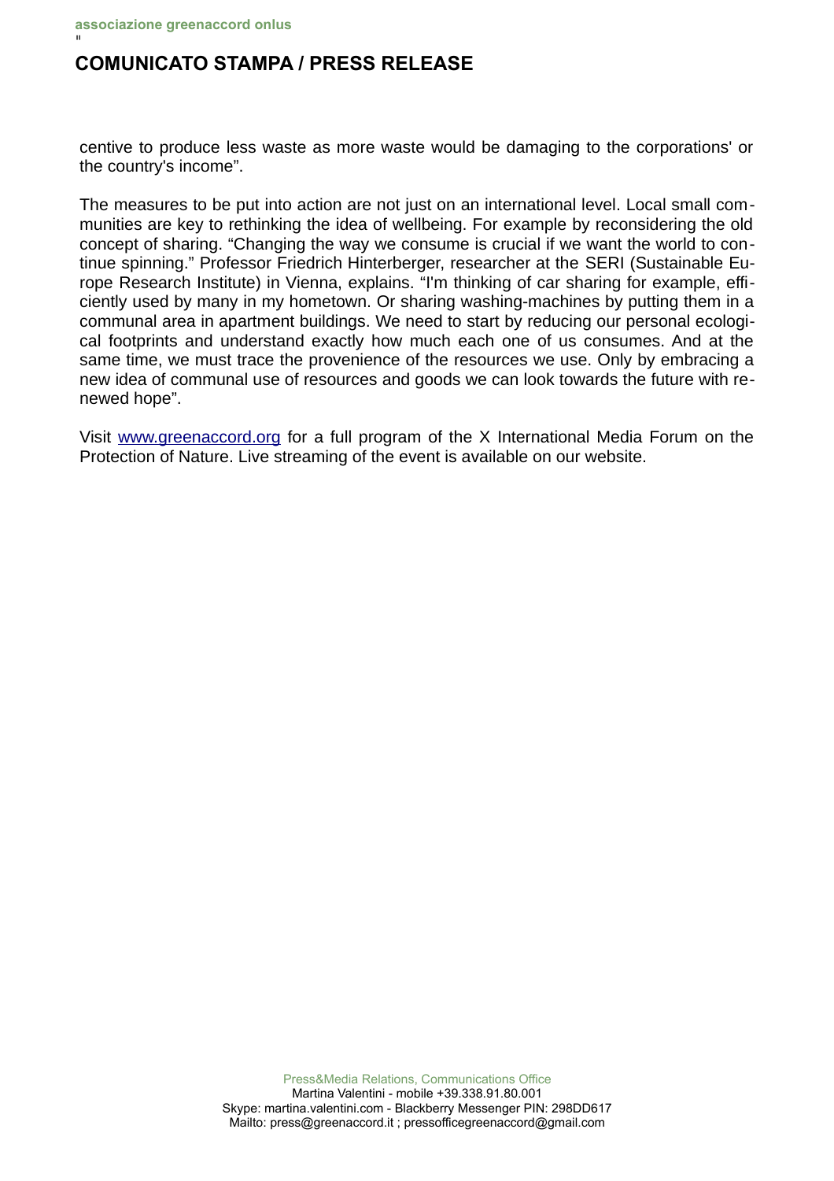centive to produce less waste as more waste would be damaging to the corporations' or the country's income".

The measures to be put into action are not just on an international level. Local small communities are key to rethinking the idea of wellbeing. For example by reconsidering the old concept of sharing. "Changing the way we consume is crucial if we want the world to continue spinning." Professor Friedrich Hinterberger, researcher at the SERI (Sustainable Europe Research Institute) in Vienna, explains. "I'm thinking of car sharing for example, efficiently used by many in my hometown. Or sharing washing-machines by putting them in a communal area in apartment buildings. We need to start by reducing our personal ecological footprints and understand exactly how much each one of us consumes. And at the same time, we must trace the provenience of the resources we use. Only by embracing a new idea of communal use of resources and goods we can look towards the future with renewed hope".

Visit [www.greenaccord.org](http://www.greenaccord.org) for a full program of the X International Media Forum on the Protection of Nature. Live streaming of the event is available on our website.

Press&Media Relations, Communications Office
Martina Valentini - mobile +39.338.91.80.001
Skype: martina.valentini.com - Blackberry Messenger PIN: 298DD617
Mailto: press@greenaccord.it ; pressofficegreenaccord@gmail.com